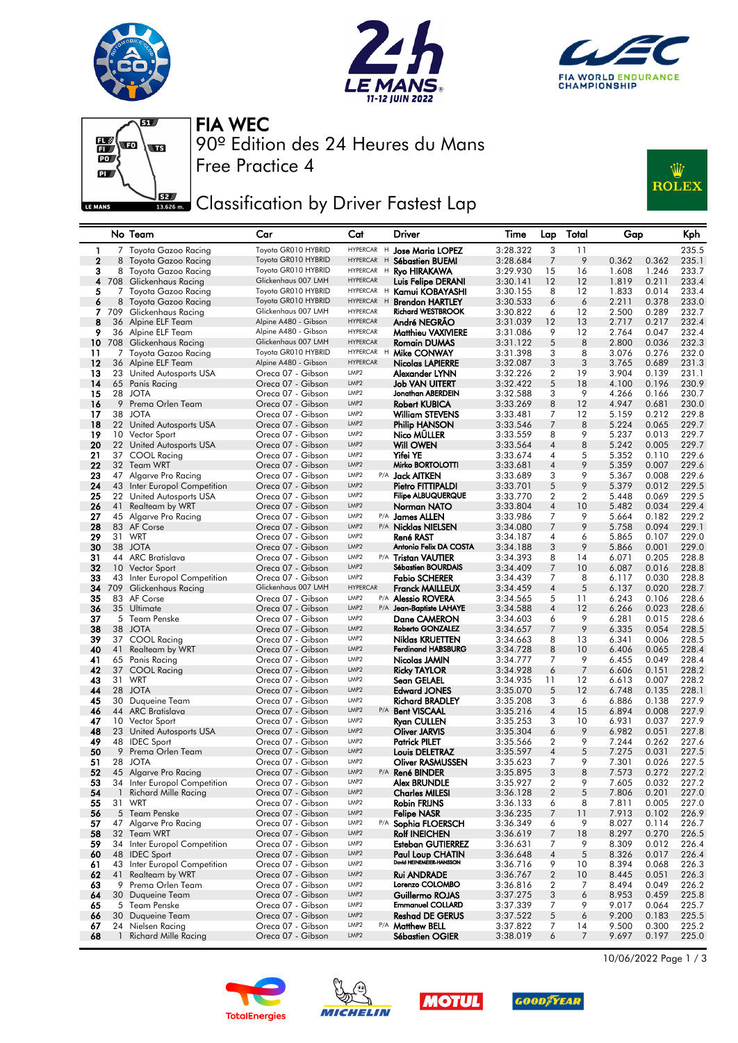# FIA WEC

## 90º Edition des 24 Heures du Mans

## Free Practice 4

## Classification by Driver Fastest Lap

| | No | Team | Car | Cat | | Driver | Time | Lap | Total | Gap | | Kph |
|---|---|---|---|---|---|---|---|---|---|---|---|---|
| 1 | 7 | Toyota Gazoo Racing | Toyota GR010 HYBRID | HYPERCAR | H | Jose Maria LOPEZ | 3:28.322 | 3 | 11 | | | 235.5 |
| 2 | 8 | Toyota Gazoo Racing | Toyota GR010 HYBRID | HYPERCAR | H | Sébastien BUEMI | 3:28.684 | 7 | 9 | 0.362 | 0.362 | 235.1 |
| 3 | 8 | Toyota Gazoo Racing | Toyota GR010 HYBRID | HYPERCAR | H | Ryo HIRAKAWA | 3:29.930 | 15 | 16 | 1.608 | 1.246 | 233.7 |
| 4 | 708 | Glickenhaus Racing | Glickenhaus 007 LMH | HYPERCAR | | Luis Felipe DERANI | 3:30.141 | 12 | 12 | 1.819 | 0.211 | 233.4 |
| 5 | 7 | Toyota Gazoo Racing | Toyota GR010 HYBRID | HYPERCAR | H | Kamui KOBAYASHI | 3:30.155 | 8 | 12 | 1.833 | 0.014 | 233.4 |
| 6 | 8 | Toyota Gazoo Racing | Toyota GR010 HYBRID | HYPERCAR | H | Brendon HARTLEY | 3:30.533 | 6 | 6 | 2.211 | 0.378 | 233.0 |
| 7 | 709 | Glickenhaus Racing | Glickenhaus 007 LMH | HYPERCAR | | Richard WESTBROOK | 3:30.822 | 6 | 12 | 2.500 | 0.289 | 232.7 |
| 8 | 36 | Alpine ELF Team | Alpine A480 - Gibson | HYPERCAR | | André NEGRÃO | 3:31.039 | 12 | 13 | 2.717 | 0.217 | 232.4 |
| 9 | 36 | Alpine ELF Team | Alpine A480 - Gibson | HYPERCAR | | Matthieu VAXIVIERE | 3:31.086 | 9 | 12 | 2.764 | 0.047 | 232.4 |
| 10 | 708 | Glickenhaus Racing | Glickenhaus 007 LMH | HYPERCAR | | Romain DUMAS | 3:31.122 | 5 | 8 | 2.800 | 0.036 | 232.3 |
| 11 | 7 | Toyota Gazoo Racing | Toyota GR010 HYBRID | HYPERCAR | H | Mike CONWAY | 3:31.398 | 3 | 8 | 3.076 | 0.276 | 232.0 |
| 12 | 36 | Alpine ELF Team | Alpine A480 - Gibson | HYPERCAR | | Nicolas LAPIERRE | 3:32.087 | 3 | 3 | 3.765 | 0.689 | 231.3 |
| 13 | 23 | United Autosports USA | Oreca 07 - Gibson | LMP2 | | Alexander LYNN | 3:32.226 | 2 | 19 | 3.904 | 0.139 | 231.1 |
| 14 | 65 | Panis Racing | Oreca 07 - Gibson | LMP2 | | Job VAN UITERT | 3:32.422 | 5 | 18 | 4.100 | 0.196 | 230.9 |
| 15 | 28 | JOTA | Oreca 07 - Gibson | LMP2 | | Jonathan ABERDEIN | 3:32.588 | 3 | 9 | 4.266 | 0.166 | 230.7 |
| 16 | 9 | Prema Orlen Team | Oreca 07 - Gibson | LMP2 | | Robert KUBICA | 3:33.269 | 8 | 12 | 4.947 | 0.681 | 230.0 |
| 17 | 38 | JOTA | Oreca 07 - Gibson | LMP2 | | William STEVENS | 3:33.481 | 7 | 12 | 5.159 | 0.212 | 229.8 |
| 18 | 22 | United Autosports USA | Oreca 07 - Gibson | LMP2 | | Philip HANSON | 3:33.546 | 7 | 8 | 5.224 | 0.065 | 229.7 |
| 19 | 10 | Vector Sport | Oreca 07 - Gibson | LMP2 | | Nico MÜLLER | 3:33.559 | 8 | 9 | 5.237 | 0.013 | 229.7 |
| 20 | 22 | United Autosports USA | Oreca 07 - Gibson | LMP2 | | Will OWEN | 3:33.564 | 4 | 8 | 5.242 | 0.005 | 229.7 |
| 21 | 37 | COOL Racing | Oreca 07 - Gibson | LMP2 | | Yifei YE | 3:33.674 | 4 | 5 | 5.352 | 0.110 | 229.6 |
| 22 | 32 | Team WRT | Oreca 07 - Gibson | LMP2 | | Mirko BORTOLOTTI | 3:33.681 | 4 | 9 | 5.359 | 0.007 | 229.6 |
| 23 | 47 | Algarve Pro Racing | Oreca 07 - Gibson | LMP2 | P/A | Jack AITKEN | 3:33.689 | 3 | 9 | 5.367 | 0.008 | 229.6 |
| 24 | 43 | Inter Europol Competition | Oreca 07 - Gibson | LMP2 | | Pietro FITTIPALDI | 3:33.701 | 5 | 9 | 5.379 | 0.012 | 229.5 |
| 25 | 22 | United Autosports USA | Oreca 07 - Gibson | LMP2 | | Filipe ALBUQUERQUE | 3:33.770 | 2 | 2 | 5.448 | 0.069 | 229.5 |
| 26 | 41 | Realteam by WRT | Oreca 07 - Gibson | LMP2 | | Norman NATO | 3:33.804 | 4 | 10 | 5.482 | 0.034 | 229.4 |
| 27 | 45 | Algarve Pro Racing | Oreca 07 - Gibson | LMP2 | P/A | James ALLEN | 3:33.986 | 7 | 9 | 5.664 | 0.182 | 229.2 |
| 28 | 83 | AF Corse | Oreca 07 - Gibson | LMP2 | P/A | Nicklas NIELSEN | 3:34.080 | 7 | 9 | 5.758 | 0.094 | 229.1 |
| 29 | 31 | WRT | Oreca 07 - Gibson | LMP2 | | René RAST | 3:34.187 | 4 | 6 | 5.865 | 0.107 | 229.0 |
| 30 | 38 | JOTA | Oreca 07 - Gibson | LMP2 | | Antonio FELIX DA COSTA | 3:34.188 | 3 | 9 | 5.866 | 0.001 | 229.0 |
| 31 | 44 | ARC Bratislava | Oreca 07 - Gibson | LMP2 | P/A | Tristan VAUTIER | 3:34.393 | 8 | 14 | 6.071 | 0.205 | 228.8 |
| 32 | 10 | Vector Sport | Oreca 07 - Gibson | LMP2 | | Sébastien BOURDAIS | 3:34.409 | 7 | 10 | 6.087 | 0.016 | 228.8 |
| 33 | 43 | Inter Europol Competition | Oreca 07 - Gibson | LMP2 | | Fabio SCHERER | 3:34.439 | 7 | 8 | 6.117 | 0.030 | 228.8 |
| 34 | 709 | Glickenhaus Racing | Glickenhaus 007 LMH | HYPERCAR | | Franck MAILLEUX | 3:34.459 | 4 | 5 | 6.137 | 0.020 | 228.7 |
| 35 | 83 | AF Corse | Oreca 07 - Gibson | LMP2 | P/A | Alessio ROVERA | 3:34.565 | 5 | 11 | 6.243 | 0.106 | 228.6 |
| 36 | 35 | Ultimate | Oreca 07 - Gibson | LMP2 | P/A | Jean-Baptiste LAHAYE | 3:34.588 | 4 | 12 | 6.266 | 0.023 | 228.6 |
| 37 | 5 | Team Penske | Oreca 07 - Gibson | LMP2 | | Dane CAMERON | 3:34.603 | 6 | 9 | 6.281 | 0.015 | 228.6 |
| 38 | 38 | JOTA | Oreca 07 - Gibson | LMP2 | | Roberto GONZALEZ | 3:34.657 | 7 | 9 | 6.335 | 0.054 | 228.5 |
| 39 | 37 | COOL Racing | Oreca 07 - Gibson | LMP2 | | Niklas KRUETTEN | 3:34.663 | 8 | 13 | 6.341 | 0.006 | 228.5 |
| 40 | 41 | Realteam by WRT | Oreca 07 - Gibson | LMP2 | | Ferdinand HABSBURG | 3:34.728 | 8 | 10 | 6.406 | 0.065 | 228.4 |
| 41 | 65 | Panis Racing | Oreca 07 - Gibson | LMP2 | | Nicolas JAMIN | 3:34.777 | 7 | 9 | 6.455 | 0.049 | 228.4 |
| 42 | 37 | COOL Racing | Oreca 07 - Gibson | LMP2 | | Ricky TAYLOR | 3:34.928 | 6 | 7 | 6.606 | 0.151 | 228.2 |
| 43 | 31 | WRT | Oreca 07 - Gibson | LMP2 | | Sean GELAEL | 3:34.935 | 11 | 12 | 6.613 | 0.007 | 228.2 |
| 44 | 28 | JOTA | Oreca 07 - Gibson | LMP2 | | Edward JONES | 3:35.070 | 5 | 12 | 6.748 | 0.135 | 228.1 |
| 45 | 30 | Duqueine Team | Oreca 07 - Gibson | LMP2 | | Richard BRADLEY | 3:35.208 | 3 | 6 | 6.886 | 0.138 | 227.9 |
| 46 | 44 | ARC Bratislava | Oreca 07 - Gibson | LMP2 | P/A | Bent VISCAAL | 3:35.216 | 4 | 15 | 6.894 | 0.008 | 227.9 |
| 47 | 10 | Vector Sport | Oreca 07 - Gibson | LMP2 | | Ryan CULLEN | 3:35.253 | 3 | 10 | 6.931 | 0.037 | 227.9 |
| 48 | 23 | United Autosports USA | Oreca 07 - Gibson | LMP2 | | Oliver JARVIS | 3:35.304 | 6 | 9 | 6.982 | 0.051 | 227.8 |
| 49 | 48 | IDEC Sport | Oreca 07 - Gibson | LMP2 | | Patrick PILET | 3:35.566 | 2 | 9 | 7.244 | 0.262 | 227.6 |
| 50 | 9 | Prema Orlen Team | Oreca 07 - Gibson | LMP2 | | Louis DELETRAZ | 3:35.597 | 4 | 5 | 7.275 | 0.031 | 227.5 |
| 51 | 28 | JOTA | Oreca 07 - Gibson | LMP2 | | Oliver RASMUSSEN | 3:35.623 | 7 | 9 | 7.301 | 0.026 | 227.5 |
| 52 | 45 | Algarve Pro Racing | Oreca 07 - Gibson | LMP2 | P/A | René BINDER | 3:35.895 | 3 | 8 | 7.573 | 0.272 | 227.2 |
| 53 | 34 | Inter Europol Competition | Oreca 07 - Gibson | LMP2 | | Alex BRUNDLE | 3:35.927 | 2 | 9 | 7.605 | 0.032 | 227.2 |
| 54 | 1 | Richard Mille Racing | Oreca 07 - Gibson | LMP2 | | Charles MILESI | 3:36.128 | 2 | 5 | 7.806 | 0.201 | 227.0 |
| 55 | 31 | WRT | Oreca 07 - Gibson | LMP2 | | Robin FRIJNS | 3:36.133 | 6 | 8 | 7.811 | 0.005 | 227.0 |
| 56 | 5 | Team Penske | Oreca 07 - Gibson | LMP2 | | Felipe NASR | 3:36.235 | 7 | 11 | 7.913 | 0.102 | 226.9 |
| 57 | 47 | Algarve Pro Racing | Oreca 07 - Gibson | LMP2 | P/A | Sophia FLOERSCH | 3:36.349 | 6 | 9 | 8.027 | 0.114 | 226.7 |
| 58 | 32 | Team WRT | Oreca 07 - Gibson | LMP2 | | Rolf INEICHEN | 3:36.619 | 7 | 18 | 8.297 | 0.270 | 226.5 |
| 59 | 34 | Inter Europol Competition | Oreca 07 - Gibson | LMP2 | | Esteban GUTIERREZ | 3:36.631 | 7 | 9 | 8.309 | 0.012 | 226.4 |
| 60 | 48 | IDEC Sport | Oreca 07 - Gibson | LMP2 | | Paul Loup CHATIN | 3:36.648 | 4 | 5 | 8.326 | 0.017 | 226.4 |
| 61 | 43 | Inter Europol Competition | Oreca 07 - Gibson | LMP2 | | David HEINEMEIER-HANSSON | 3:36.716 | 9 | 10 | 8.394 | 0.068 | 226.3 |
| 62 | 41 | Realteam by WRT | Oreca 07 - Gibson | LMP2 | | Rui ANDRADE | 3:36.767 | 2 | 10 | 8.445 | 0.051 | 226.3 |
| 63 | 9 | Prema Orlen Team | Oreca 07 - Gibson | LMP2 | | Lorenzo COLOMBO | 3:36.816 | 2 | 7 | 8.494 | 0.049 | 226.2 |
| 64 | 30 | Duqueine Team | Oreca 07 - Gibson | LMP2 | | Guillermo ROJAS | 3:37.275 | 3 | 6 | 8.953 | 0.459 | 225.8 |
| 65 | 5 | Team Penske | Oreca 07 - Gibson | LMP2 | | Emmanuel COLLARD | 3:37.339 | 7 | 9 | 9.017 | 0.064 | 225.7 |
| 66 | 30 | Duqueine Team | Oreca 07 - Gibson | LMP2 | | Reshad DE GERUS | 3:37.522 | 5 | 6 | 9.200 | 0.183 | 225.5 |
| 67 | 24 | Nielsen Racing | Oreca 07 - Gibson | LMP2 | P/A | Matthew BELL | 3:37.822 | 7 | 14 | 9.500 | 0.300 | 225.2 |
| 68 | 1 | Richard Mille Racing | Oreca 07 - Gibson | LMP2 | | Sébastien OGIER | 3:38.019 | 6 | 7 | 9.697 | 0.197 | 225.0 |

10/06/2022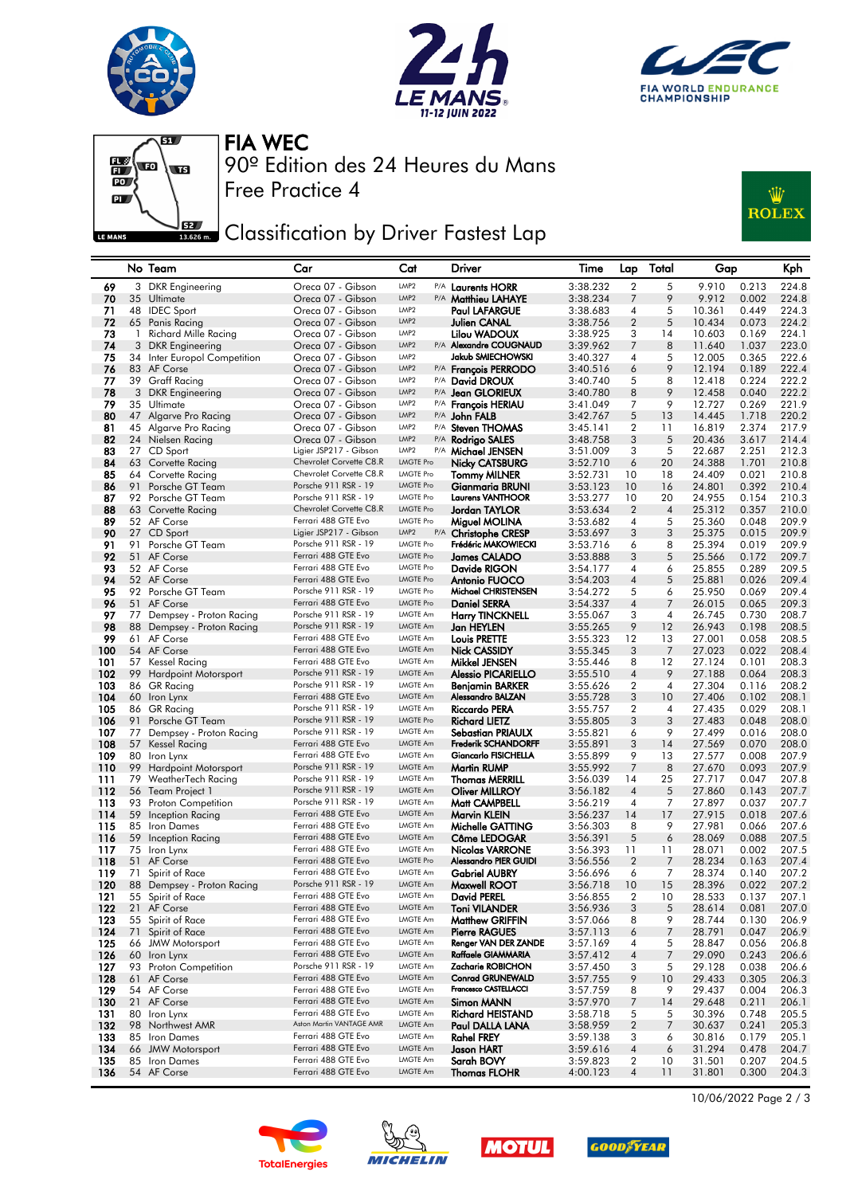# FIA WEC

## 90º Edition des 24 Heures du Mans

## Free Practice 4

## Classification by Driver Fastest Lap

| | No | Team | Car | Cat | | Driver | Time | Lap | Total | Gap | | Kph |
|---|---|---|---|---|---|---|---|---|---|---|---|---|
| 69 | 3 | DKR Engineering | Oreca 07 - Gibson | LMP2 | P/A | Laurents HORR | 3:38.232 | 2 | 5 | 9.910 | 0.213 | 224.8 |
| 70 | 35 | Ultimate | Oreca 07 - Gibson | LMP2 | P/A | Matthieu LAHAYE | 3:38.234 | 7 | 9 | 9.912 | 0.002 | 224.8 |
| 71 | 48 | IDEC Sport | Oreca 07 - Gibson | LMP2 | | Paul LAFARGUE | 3:38.683 | 4 | 5 | 10.361 | 0.449 | 224.3 |
| 72 | 65 | Panis Racing | Oreca 07 - Gibson | LMP2 | | Julien CANAL | 3:38.756 | 2 | 5 | 10.434 | 0.073 | 224.2 |
| 73 | 1 | Richard Mille Racing | Oreca 07 - Gibson | LMP2 | | Lilou WADOUX | 3:38.925 | 3 | 14 | 10.603 | 0.169 | 224.1 |
| 74 | 3 | DKR Engineering | Oreca 07 - Gibson | LMP2 | P/A | Alexandre COUGNAUD | 3:39.962 | 7 | 8 | 11.640 | 1.037 | 223.0 |
| 75 | 34 | Inter Europol Competition | Oreca 07 - Gibson | LMP2 | | Jakub SMIECHOWSKI | 3:40.327 | 4 | 5 | 12.005 | 0.365 | 222.6 |
| 76 | 83 | AF Corse | Oreca 07 - Gibson | LMP2 | P/A | François PERRODO | 3:40.516 | 6 | 9 | 12.194 | 0.189 | 222.4 |
| 77 | 39 | Graff Racing | Oreca 07 - Gibson | LMP2 | P/A | David DROUX | 3:40.740 | 5 | 8 | 12.418 | 0.224 | 222.2 |
| 78 | 3 | DKR Engineering | Oreca 07 - Gibson | LMP2 | P/A | Jean GLORIEUX | 3:40.780 | 8 | 9 | 12.458 | 0.040 | 222.2 |
| 79 | 35 | Ultimate | Oreca 07 - Gibson | LMP2 | P/A | François HERIAU | 3:41.049 | 7 | 9 | 12.727 | 0.269 | 221.9 |
| 80 | 47 | Algarve Pro Racing | Oreca 07 - Gibson | LMP2 | P/A | John FALB | 3:42.767 | 5 | 13 | 14.445 | 1.718 | 220.2 |
| 81 | 45 | Algarve Pro Racing | Oreca 07 - Gibson | LMP2 | P/A | Steven THOMAS | 3:45.141 | 2 | 11 | 16.819 | 2.374 | 217.9 |
| 82 | 24 | Nielsen Racing | Oreca 07 - Gibson | LMP2 | P/A | Rodrigo SALES | 3:48.758 | 3 | 5 | 20.436 | 3.617 | 214.4 |
| 83 | 27 | CD Sport | Ligier JSP217 - Gibson | LMP2 | P/A | Michael JENSEN | 3:51.009 | 3 | 5 | 22.687 | 2.251 | 212.3 |
| 84 | 63 | Corvette Racing | Chevrolet Corvette C8.R | LMGTE Pro | | Nicky CATSBURG | 3:52.710 | 6 | 20 | 24.388 | 1.701 | 210.8 |
| 85 | 64 | Corvette Racing | Chevrolet Corvette C8.R | LMGTE Pro | | Tommy MILNER | 3:52.731 | 10 | 18 | 24.409 | 0.021 | 210.8 |
| 86 | 91 | Porsche GT Team | Porsche 911 RSR - 19 | LMGTE Pro | | Gianmaria BRUNI | 3:53.123 | 10 | 16 | 24.801 | 0.392 | 210.4 |
| 87 | 92 | Porsche GT Team | Porsche 911 RSR - 19 | LMGTE Pro | | Laurens VANTHOOR | 3:53.277 | 10 | 20 | 24.955 | 0.154 | 210.3 |
| 88 | 63 | Corvette Racing | Chevrolet Corvette C8.R | LMGTE Pro | | Jordan TAYLOR | 3:53.634 | 2 | 4 | 25.312 | 0.357 | 210.0 |
| 89 | 52 | AF Corse | Ferrari 488 GTE Evo | LMGTE Pro | | Miguel MOLINA | 3:53.682 | 4 | 5 | 25.360 | 0.048 | 209.9 |
| 90 | 27 | CD Sport | Ligier JSP217 - Gibson | LMP2 | P/A | Christophe CRESP | 3:53.697 | 3 | 3 | 25.375 | 0.015 | 209.9 |
| 91 | 91 | Porsche GT Team | Porsche 911 RSR - 19 | LMGTE Pro | | Frédéric MAKOWIECKI | 3:53.716 | 6 | 8 | 25.394 | 0.019 | 209.9 |
| 92 | 51 | AF Corse | Ferrari 488 GTE Evo | LMGTE Pro | | James CALADO | 3:53.888 | 3 | 5 | 25.566 | 0.172 | 209.7 |
| 93 | 52 | AF Corse | Ferrari 488 GTE Evo | LMGTE Pro | | Davide RIGON | 3:54.177 | 4 | 6 | 25.855 | 0.289 | 209.5 |
| 94 | 52 | AF Corse | Ferrari 488 GTE Evo | LMGTE Pro | | Antonio FUOCO | 3:54.203 | 4 | 5 | 25.881 | 0.026 | 209.4 |
| 95 | 92 | Porsche GT Team | Porsche 911 RSR - 19 | LMGTE Pro | | Michael CHRISTENSEN | 3:54.272 | 5 | 6 | 25.950 | 0.069 | 209.4 |
| 96 | 51 | AF Corse | Ferrari 488 GTE Evo | LMGTE Pro | | Daniel SERRA | 3:54.337 | 4 | 7 | 26.015 | 0.065 | 209.3 |
| 97 | 77 | Dempsey - Proton Racing | Porsche 911 RSR - 19 | LMGTE Am | | Harry TINCKNELL | 3:55.067 | 3 | 4 | 26.745 | 0.730 | 208.7 |
| 98 | 88 | Dempsey - Proton Racing | Porsche 911 RSR - 19 | LMGTE Am | | Jan HEYLEN | 3:55.265 | 9 | 12 | 26.943 | 0.198 | 208.5 |
| 99 | 61 | AF Corse | Ferrari 488 GTE Evo | LMGTE Am | | Louis PRETTE | 3:55.323 | 12 | 13 | 27.001 | 0.058 | 208.5 |
| 100 | 54 | AF Corse | Ferrari 488 GTE Evo | LMGTE Am | | Nick CASSIDY | 3:55.345 | 3 | 7 | 27.023 | 0.022 | 208.4 |
| 101 | 57 | Kessel Racing | Ferrari 488 GTE Evo | LMGTE Am | | Mikkel JENSEN | 3:55.446 | 8 | 12 | 27.124 | 0.101 | 208.3 |
| 102 | 99 | Hardpoint Motorsport | Porsche 911 RSR - 19 | LMGTE Am | | Alessio PICARIELLO | 3:55.510 | 4 | 9 | 27.188 | 0.064 | 208.3 |
| 103 | 86 | GR Racing | Porsche 911 RSR - 19 | LMGTE Am | | Benjamin BARKER | 3:55.626 | 2 | 4 | 27.304 | 0.116 | 208.2 |
| 104 | 60 | Iron Lynx | Ferrari 488 GTE Evo | LMGTE Am | | Alessandro BALZAN | 3:55.728 | 3 | 10 | 27.406 | 0.102 | 208.1 |
| 105 | 86 | GR Racing | Porsche 911 RSR - 19 | LMGTE Am | | Riccardo PERA | 3:55.757 | 2 | 4 | 27.435 | 0.029 | 208.1 |
| 106 | 91 | Porsche GT Team | Porsche 911 RSR - 19 | LMGTE Pro | | Richard LIETZ | 3:55.805 | 3 | 3 | 27.483 | 0.048 | 208.0 |
| 107 | 77 | Dempsey - Proton Racing | Porsche 911 RSR - 19 | LMGTE Am | | Sebastian PRIAULX | 3:55.821 | 6 | 9 | 27.499 | 0.016 | 208.0 |
| 108 | 57 | Kessel Racing | Ferrari 488 GTE Evo | LMGTE Am | | Frederik SCHANDORFF | 3:55.891 | 3 | 14 | 27.569 | 0.070 | 208.0 |
| 109 | 80 | Iron Lynx | Ferrari 488 GTE Evo | LMGTE Am | | Giancarlo FISICHELLA | 3:55.899 | 9 | 13 | 27.577 | 0.008 | 207.9 |
| 110 | 99 | Hardpoint Motorsport | Porsche 911 RSR - 19 | LMGTE Am | | Martin RUMP | 3:55.992 | 7 | 8 | 27.670 | 0.093 | 207.9 |
| 111 | 79 | WeatherTech Racing | Porsche 911 RSR - 19 | LMGTE Am | | Thomas MERRILL | 3:56.039 | 14 | 25 | 27.717 | 0.047 | 207.8 |
| 112 | 56 | Team Project 1 | Porsche 911 RSR - 19 | LMGTE Am | | Oliver MILLROY | 3:56.182 | 4 | 5 | 27.860 | 0.143 | 207.7 |
| 113 | 93 | Proton Competition | Porsche 911 RSR - 19 | LMGTE Am | | Matt CAMPBELL | 3:56.219 | 4 | 7 | 27.897 | 0.037 | 207.7 |
| 114 | 59 | Inception Racing | Ferrari 488 GTE Evo | LMGTE Am | | Marvin KLEIN | 3:56.237 | 14 | 17 | 27.915 | 0.018 | 207.6 |
| 115 | 85 | Iron Dames | Ferrari 488 GTE Evo | LMGTE Am | | Michelle GATTING | 3:56.303 | 8 | 9 | 27.981 | 0.066 | 207.6 |
| 116 | 59 | Inception Racing | Ferrari 488 GTE Evo | LMGTE Am | | Côme LEDOGAR | 3:56.391 | 5 | 6 | 28.069 | 0.088 | 207.5 |
| 117 | 75 | Iron Lynx | Ferrari 488 GTE Evo | LMGTE Am | | Nicolas VARRONE | 3:56.393 | 11 | 11 | 28.071 | 0.002 | 207.5 |
| 118 | 51 | AF Corse | Ferrari 488 GTE Evo | LMGTE Pro | | Alessandro PIER GUIDI | 3:56.556 | 2 | 7 | 28.234 | 0.163 | 207.4 |
| 119 | 71 | Spirit of Race | Ferrari 488 GTE Evo | LMGTE Am | | Gabriel AUBRY | 3:56.696 | 6 | 7 | 28.374 | 0.140 | 207.2 |
| 120 | 88 | Dempsey - Proton Racing | Porsche 911 RSR - 19 | LMGTE Am | | Maxwell ROOT | 3:56.718 | 10 | 15 | 28.396 | 0.022 | 207.2 |
| 121 | 55 | Spirit of Race | Ferrari 488 GTE Evo | LMGTE Am | | David PEREL | 3:56.855 | 2 | 10 | 28.533 | 0.137 | 207.1 |
| 122 | 21 | AF Corse | Ferrari 488 GTE Evo | LMGTE Am | | Toni VILANDER | 3:56.936 | 3 | 5 | 28.614 | 0.081 | 207.0 |
| 123 | 55 | Spirit of Race | Ferrari 488 GTE Evo | LMGTE Am | | Matthew GRIFFIN | 3:57.066 | 8 | 9 | 28.744 | 0.130 | 206.9 |
| 124 | 71 | Spirit of Race | Ferrari 488 GTE Evo | LMGTE Am | | Pierre RAGUES | 3:57.113 | 6 | 7 | 28.791 | 0.047 | 206.9 |
| 125 | 66 | JMW Motorsport | Ferrari 488 GTE Evo | LMGTE Am | | Renger VAN DER ZANDE | 3:57.169 | 4 | 5 | 28.847 | 0.056 | 206.8 |
| 126 | 60 | Iron Lynx | Ferrari 488 GTE Evo | LMGTE Am | | Raffaele GIAMMARIA | 3:57.412 | 4 | 7 | 29.090 | 0.243 | 206.6 |
| 127 | 93 | Proton Competition | Porsche 911 RSR - 19 | LMGTE Am | | Zacharie ROBICHON | 3:57.450 | 3 | 5 | 29.128 | 0.038 | 206.6 |
| 128 | 61 | AF Corse | Ferrari 488 GTE Evo | LMGTE Am | | Conrad GRUNEWALD | 3:57.755 | 9 | 10 | 29.433 | 0.305 | 206.3 |
| 129 | 54 | AF Corse | Ferrari 488 GTE Evo | LMGTE Am | | Francesco CASTELLACCI | 3:57.759 | 8 | 9 | 29.437 | 0.004 | 206.3 |
| 130 | 21 | AF Corse | Ferrari 488 GTE Evo | LMGTE Am | | Simon MANN | 3:57.970 | 7 | 14 | 29.648 | 0.211 | 206.1 |
| 131 | 80 | Iron Lynx | Ferrari 488 GTE Evo | LMGTE Am | | Richard HEISTAND | 3:58.718 | 5 | 5 | 30.396 | 0.748 | 205.5 |
| 132 | 98 | Northwest AMR | Aston Martin VANTAGE AMR | LMGTE Am | | Paul DALLA LANA | 3:58.959 | 2 | 7 | 30.637 | 0.241 | 205.3 |
| 133 | 85 | Iron Dames | Ferrari 488 GTE Evo | LMGTE Am | | Rahel FREY | 3:59.138 | 3 | 6 | 30.816 | 0.179 | 205.1 |
| 134 | 66 | JMW Motorsport | Ferrari 488 GTE Evo | LMGTE Am | | Jason HART | 3:59.616 | 4 | 6 | 31.294 | 0.478 | 204.7 |
| 135 | 85 | Iron Dames | Ferrari 488 GTE Evo | LMGTE Am | | Sarah BOVY | 3:59.823 | 2 | 10 | 31.501 | 0.207 | 204.5 |
| 136 | 54 | AF Corse | Ferrari 488 GTE Evo | LMGTE Am | | Thomas FLOHR | 4:00.123 | 4 | 11 | 31.801 | 0.300 | 204.3 |

10/06/2022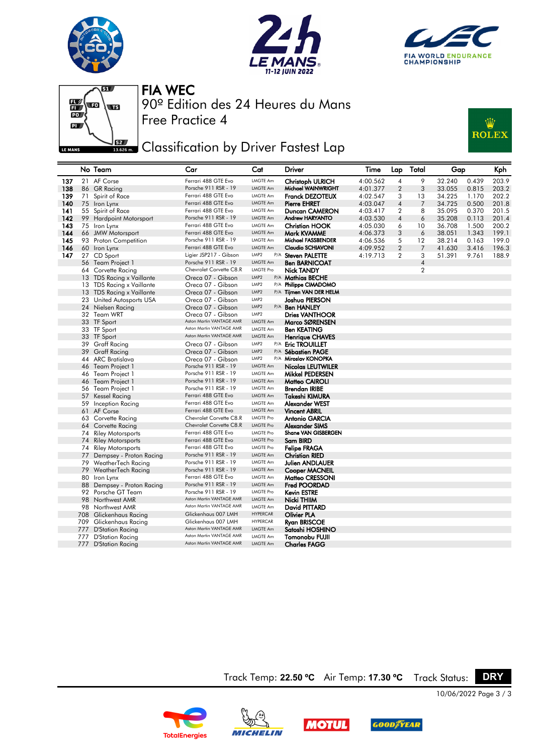# FIA WEC

## 90º Edition des 24 Heures du Mans

## Free Practice 4

## Classification by Driver Fastest Lap

| | No | Team | Car | Cat | | Driver | Time | Lap | Total | Gap | | Kph |
|---|---|---|---|---|---|---|---|---|---|---|---|---|
| 137 | 21 | AF Corse | Ferrari 488 GTE Evo | LMGTE Am | | Christoph ULRICH | 4:00.562 | 4 | 9 | 32.240 | 0.439 | 203.9 |
| 138 | 86 | GR Racing | Porsche 911 RSR - 19 | LMGTE Am | | Michael WAINWRIGHT | 4:01.377 | 2 | 3 | 33.055 | 0.815 | 203.2 |
| 139 | 71 | Spirit of Race | Ferrari 488 GTE Evo | LMGTE Am | | Franck DEZOTEUX | 4:02.547 | 3 | 13 | 34.225 | 1.170 | 202.2 |
| 140 | 75 | Iron Lynx | Ferrari 488 GTE Evo | LMGTE Am | | Pierre EHRET | 4:03.047 | 4 | 7 | 34.725 | 0.500 | 201.8 |
| 141 | 55 | Spirit of Race | Ferrari 488 GTE Evo | LMGTE Am | | Duncan CAMERON | 4:03.417 | 2 | 8 | 35.095 | 0.370 | 201.5 |
| 142 | 99 | Hardpoint Motorsport | Porsche 911 RSR - 19 | LMGTE Am | | Andrew HARYANTO | 4:03.530 | 4 | 6 | 35.208 | 0.113 | 201.4 |
| 143 | 75 | Iron Lynx | Ferrari 488 GTE Evo | LMGTE Am | | Christian HOOK | 4:05.030 | 6 | 10 | 36.708 | 1.500 | 200.2 |
| 144 | 66 | JMW Motorsport | Ferrari 488 GTE Evo | LMGTE Am | | Mark KVAMME | 4:06.373 | 3 | 6 | 38.051 | 1.343 | 199.1 |
| 145 | 93 | Proton Competition | Porsche 911 RSR - 19 | LMGTE Am | | Michael FASSBENDER | 4:06.536 | 5 | 12 | 38.214 | 0.163 | 199.0 |
| 146 | 60 | Iron Lynx | Ferrari 488 GTE Evo | LMGTE Am | | Claudio SCHIAVONI | 4:09.952 | 2 | 7 | 41.630 | 3.416 | 196.3 |
| 147 | 27 | CD Sport | Ligier JSP217 - Gibson | LMP2 | P/A | Steven PALETTE | 4:19.713 | 2 | 3 | 51.391 | 9.761 | 188.9 |
| | 56 | Team Project 1 | Porsche 911 RSR - 19 | LMGTE Am | | Ben BARNICOAT | | | 4 | | | |
| | 64 | Corvette Racing | Chevrolet Corvette C8.R | LMGTE Pro | | Nick TANDY | | | 2 | | | |
| | 13 | TDS Racing x Vaillante | Oreca 07 - Gibson | LMP2 | P/A | Mathias BECHE | | | | | | |
| | 13 | TDS Racing x Vaillante | Oreca 07 - Gibson | LMP2 | P/A | Philippe CIMADOMO | | | | | | |
| | 13 | TDS Racing x Vaillante | Oreca 07 - Gibson | LMP2 | P/A | Tijmen VAN DER HELM | | | | | | |
| | 23 | United Autosports USA | Oreca 07 - Gibson | LMP2 | | Joshua PIERSON | | | | | | |
| | 24 | Nielsen Racing | Oreca 07 - Gibson | LMP2 | P/A | Ben HANLEY | | | | | | |
| | 32 | Team WRT | Oreca 07 - Gibson | LMP2 | | Dries VANTHOOR | | | | | | |
| | 33 | TF Sport | Aston Martin VANTAGE AMR | LMGTE Am | | Marco SØRENSEN | | | | | | |
| | 33 | TF Sport | Aston Martin VANTAGE AMR | LMGTE Am | | Ben KEATING | | | | | | |
| | 33 | TF Sport | Aston Martin VANTAGE AMR | LMGTE Am | | Henrique CHAVES | | | | | | |
| | 39 | Graff Racing | Oreca 07 - Gibson | LMP2 | P/A | Eric TROUILLET | | | | | | |
| | 39 | Graff Racing | Oreca 07 - Gibson | LMP2 | P/A | Sébastien PAGE | | | | | | |
| | 44 | ARC Bratislava | Oreca 07 - Gibson | LMP2 | P/A | Miroslav KONOPKA | | | | | | |
| | 46 | Team Project 1 | Porsche 911 RSR - 19 | LMGTE Am | | Nicolas LEUTWILER | | | | | | |
| | 46 | Team Project 1 | Porsche 911 RSR - 19 | LMGTE Am | | Mikkel PEDERSEN | | | | | | |
| | 46 | Team Project 1 | Porsche 911 RSR - 19 | LMGTE Am | | Matteo CAIROLI | | | | | | |
| | 56 | Team Project 1 | Porsche 911 RSR - 19 | LMGTE Am | | Brendan IRIBE | | | | | | |
| | 57 | Kessel Racing | Ferrari 488 GTE Evo | LMGTE Am | | Takeshi KIMURA | | | | | | |
| | 59 | Inception Racing | Ferrari 488 GTE Evo | LMGTE Am | | Alexander WEST | | | | | | |
| | 61 | AF Corse | Ferrari 488 GTE Evo | LMGTE Am | | Vincent ABRIL | | | | | | |
| | 63 | Corvette Racing | Chevrolet Corvette C8.R | LMGTE Pro | | Antonio GARCIA | | | | | | |
| | 64 | Corvette Racing | Chevrolet Corvette C8.R | LMGTE Pro | | Alexander SIMS | | | | | | |
| | 74 | Riley Motorsports | Ferrari 488 GTE Evo | LMGTE Pro | | Shane VAN GISBERGEN | | | | | | |
| | 74 | Riley Motorsports | Ferrari 488 GTE Evo | LMGTE Pro | | Sam BIRD | | | | | | |
| | 74 | Riley Motorsports | Ferrari 488 GTE Evo | LMGTE Pro | | Felipe FRAGA | | | | | | |
| | 77 | Dempsey - Proton Racing | Porsche 911 RSR - 19 | LMGTE Am | | Christian RIED | | | | | | |
| | 79 | WeatherTech Racing | Porsche 911 RSR - 19 | LMGTE Am | | Julien ANDLAUER | | | | | | |
| | 79 | WeatherTech Racing | Porsche 911 RSR - 19 | LMGTE Am | | Cooper MACNEIL | | | | | | |
| | 80 | Iron Lynx | Ferrari 488 GTE Evo | LMGTE Am | | Matteo CRESSONI | | | | | | |
| | 88 | Dempsey - Proton Racing | Porsche 911 RSR - 19 | LMGTE Am | | Fred POORDAD | | | | | | |
| | 92 | Porsche GT Team | Porsche 911 RSR - 19 | LMGTE Pro | | Kevin ESTRE | | | | | | |
| | 98 | Northwest AMR | Aston Martin VANTAGE AMR | LMGTE Am | | Nicki THIIM | | | | | | |
| | 98 | Northwest AMR | Aston Martin VANTAGE AMR | LMGTE Am | | David PITTARD | | | | | | |
| | 708 | Glickenhaus Racing | Glickenhaus 007 LMH | HYPERCAR | | Olivier PLA | | | | | | |
| | 709 | Glickenhaus Racing | Glickenhaus 007 LMH | HYPERCAR | | Ryan BRISCOE | | | | | | |
| | 777 | D'Station Racing | Aston Martin VANTAGE AMR | LMGTE Am | | Satoshi HOSHINO | | | | | | |
| | 777 | D'Station Racing | Aston Martin VANTAGE AMR | LMGTE Am | | Tomonobu FUJII | | | | | | |
| | 777 | D'Station Racing | Aston Martin VANTAGE AMR | LMGTE Am | | Charles FAGG | | | | | | |

Track Temp: **22.50 ºC** Air Temp: **17.30 ºC** Track Status: **DRY**

10/06/2022